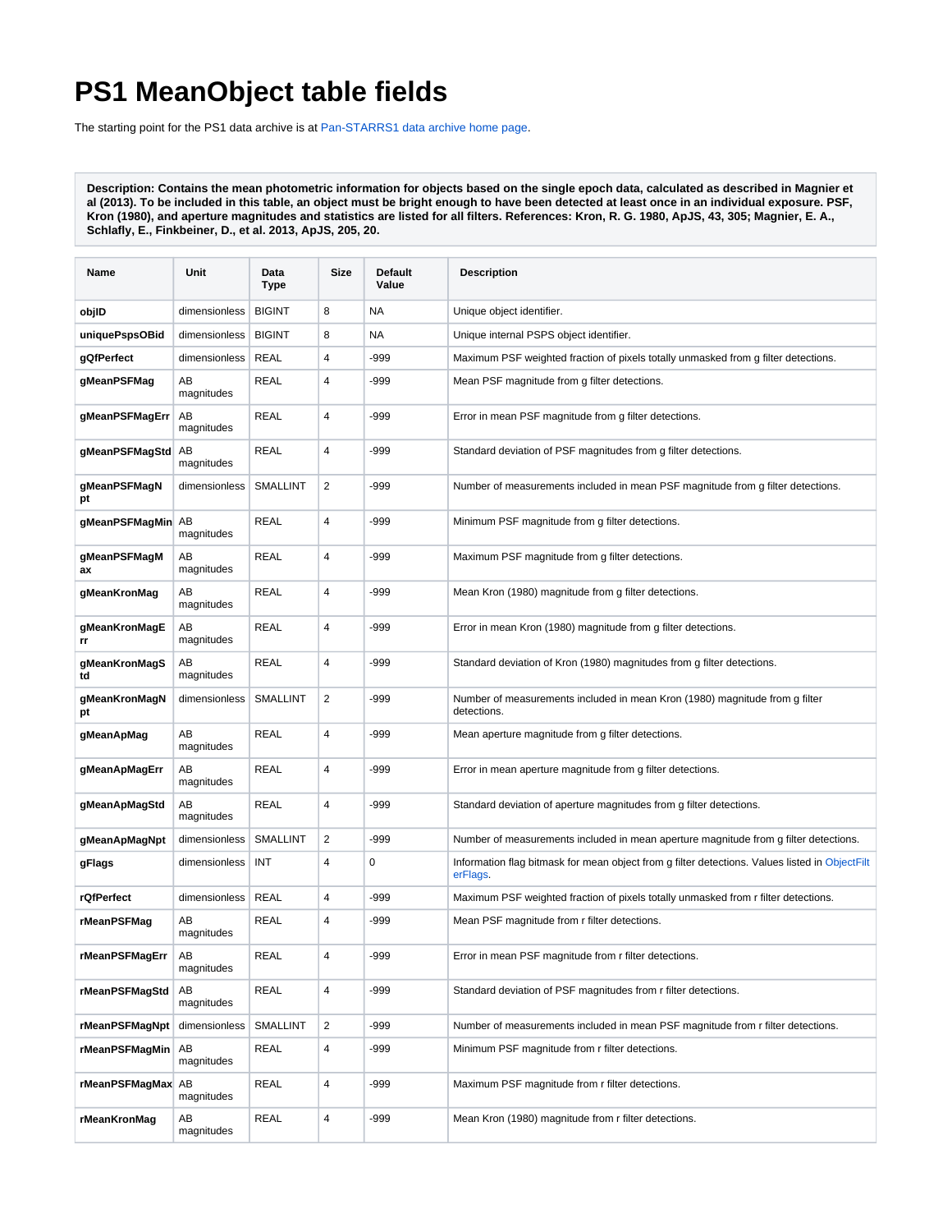# PS1 MeanObject table fields

The starting point for the PS1 data archive is at Pan-STARRS1 data archive home page.

**Description: Contains the mean photometric information for objects based on the single epoch data, calculated as described in Magnier et al (2013). To be included in this table, an object must be bright enough to have been detected at least once in an individual exposure. PSF, Kron (1980), and aperture magnitudes and statistics are listed for all filters. References: Kron, R. G. 1980, ApJS, 43, 305; Magnier, E. A., Schlafly, E., Finkbeiner, D., et al. 2013, ApJS, 205, 20.**

| Name | Unit | Data Type | Size | Default Value | Description |
|---|---|---|---|---|---|
| **objID** | dimensionless | BIGINT | 8 | NA | Unique object identifier. |
| **uniquePspsOBid** | dimensionless | BIGINT | 8 | NA | Unique internal PSPS object identifier. |
| **gQfPerfect** | dimensionless | REAL | 4 | -999 | Maximum PSF weighted fraction of pixels totally unmasked from g filter detections. |
| **gMeanPSFMag** | AB magnitudes | REAL | 4 | -999 | Mean PSF magnitude from g filter detections. |
| **gMeanPSFMagErr** | AB magnitudes | REAL | 4 | -999 | Error in mean PSF magnitude from g filter detections. |
| **gMeanPSFMagStd** | AB magnitudes | REAL | 4 | -999 | Standard deviation of PSF magnitudes from g filter detections. |
| **gMeanPSFMagNpt** | dimensionless | SMALLINT | 2 | -999 | Number of measurements included in mean PSF magnitude from g filter detections. |
| **gMeanPSFMagMin** | AB magnitudes | REAL | 4 | -999 | Minimum PSF magnitude from g filter detections. |
| **gMeanPSFMagMax** | AB magnitudes | REAL | 4 | -999 | Maximum PSF magnitude from g filter detections. |
| **gMeanKronMag** | AB magnitudes | REAL | 4 | -999 | Mean Kron (1980) magnitude from g filter detections. |
| **gMeanKronMagErr** | AB magnitudes | REAL | 4 | -999 | Error in mean Kron (1980) magnitude from g filter detections. |
| **gMeanKronMagStd** | AB magnitudes | REAL | 4 | -999 | Standard deviation of Kron (1980) magnitudes from g filter detections. |
| **gMeanKronMagNpt** | dimensionless | SMALLINT | 2 | -999 | Number of measurements included in mean Kron (1980) magnitude from g filter detections. |
| **gMeanApMag** | AB magnitudes | REAL | 4 | -999 | Mean aperture magnitude from g filter detections. |
| **gMeanApMagErr** | AB magnitudes | REAL | 4 | -999 | Error in mean aperture magnitude from g filter detections. |
| **gMeanApMagStd** | AB magnitudes | REAL | 4 | -999 | Standard deviation of aperture magnitudes from g filter detections. |
| **gMeanApMagNpt** | dimensionless | SMALLINT | 2 | -999 | Number of measurements included in mean aperture magnitude from g filter detections. |
| **gFlags** | dimensionless | INT | 4 | 0 | Information flag bitmask for mean object from g filter detections. Values listed in ObjectFilterFlags. |
| **rQfPerfect** | dimensionless | REAL | 4 | -999 | Maximum PSF weighted fraction of pixels totally unmasked from r filter detections. |
| **rMeanPSFMag** | AB magnitudes | REAL | 4 | -999 | Mean PSF magnitude from r filter detections. |
| **rMeanPSFMagErr** | AB magnitudes | REAL | 4 | -999 | Error in mean PSF magnitude from r filter detections. |
| **rMeanPSFMagStd** | AB magnitudes | REAL | 4 | -999 | Standard deviation of PSF magnitudes from r filter detections. |
| **rMeanPSFMagNpt** | dimensionless | SMALLINT | 2 | -999 | Number of measurements included in mean PSF magnitude from r filter detections. |
| **rMeanPSFMagMin** | AB magnitudes | REAL | 4 | -999 | Minimum PSF magnitude from r filter detections. |
| **rMeanPSFMagMax** | AB magnitudes | REAL | 4 | -999 | Maximum PSF magnitude from r filter detections. |
| **rMeanKronMag** | AB magnitudes | REAL | 4 | -999 | Mean Kron (1980) magnitude from r filter detections. |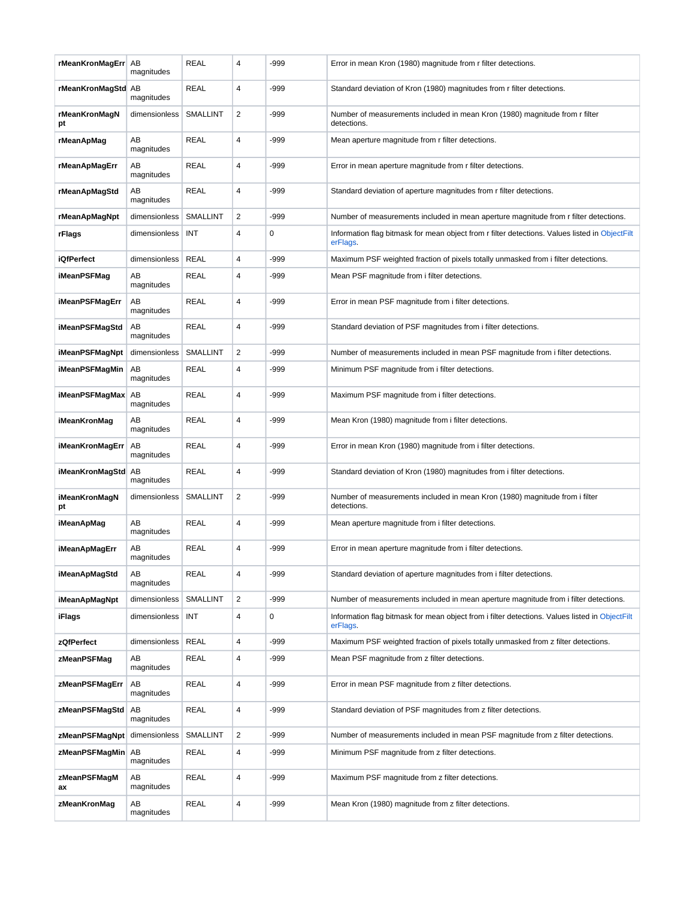| rMeanKronMagErr | AB magnitudes | REAL | 4 | -999 | Error in mean Kron (1980) magnitude from r filter detections. |
|---|---|---|---|---|---|
| rMeanKronMagStd | AB magnitudes | REAL | 4 | -999 | Standard deviation of Kron (1980) magnitudes from r filter detections. |
| rMeanKronMagNpt | dimensionless | SMALLINT | 2 | -999 | Number of measurements included in mean Kron (1980) magnitude from r filter detections. |
| rMeanApMag | AB magnitudes | REAL | 4 | -999 | Mean aperture magnitude from r filter detections. |
| rMeanApMagErr | AB magnitudes | REAL | 4 | -999 | Error in mean aperture magnitude from r filter detections. |
| rMeanApMagStd | AB magnitudes | REAL | 4 | -999 | Standard deviation of aperture magnitudes from r filter detections. |
| rMeanApMagNpt | dimensionless | SMALLINT | 2 | -999 | Number of measurements included in mean aperture magnitude from r filter detections. |
| rFlags | dimensionless | INT | 4 | 0 | Information flag bitmask for mean object from r filter detections. Values listed in ObjectFilterFlags. |
| iQfPerfect | dimensionless | REAL | 4 | -999 | Maximum PSF weighted fraction of pixels totally unmasked from i filter detections. |
| iMeanPSFMag | AB magnitudes | REAL | 4 | -999 | Mean PSF magnitude from i filter detections. |
| iMeanPSFMagErr | AB magnitudes | REAL | 4 | -999 | Error in mean PSF magnitude from i filter detections. |
| iMeanPSFMagStd | AB magnitudes | REAL | 4 | -999 | Standard deviation of PSF magnitudes from i filter detections. |
| iMeanPSFMagNpt | dimensionless | SMALLINT | 2 | -999 | Number of measurements included in mean PSF magnitude from i filter detections. |
| iMeanPSFMagMin | AB magnitudes | REAL | 4 | -999 | Minimum PSF magnitude from i filter detections. |
| iMeanPSFMagMax | AB magnitudes | REAL | 4 | -999 | Maximum PSF magnitude from i filter detections. |
| iMeanKronMag | AB magnitudes | REAL | 4 | -999 | Mean Kron (1980) magnitude from i filter detections. |
| iMeanKronMagErr | AB magnitudes | REAL | 4 | -999 | Error in mean Kron (1980) magnitude from i filter detections. |
| iMeanKronMagStd | AB magnitudes | REAL | 4 | -999 | Standard deviation of Kron (1980) magnitudes from i filter detections. |
| iMeanKronMagNpt | dimensionless | SMALLINT | 2 | -999 | Number of measurements included in mean Kron (1980) magnitude from i filter detections. |
| iMeanApMag | AB magnitudes | REAL | 4 | -999 | Mean aperture magnitude from i filter detections. |
| iMeanApMagErr | AB magnitudes | REAL | 4 | -999 | Error in mean aperture magnitude from i filter detections. |
| iMeanApMagStd | AB magnitudes | REAL | 4 | -999 | Standard deviation of aperture magnitudes from i filter detections. |
| iMeanApMagNpt | dimensionless | SMALLINT | 2 | -999 | Number of measurements included in mean aperture magnitude from i filter detections. |
| iFlags | dimensionless | INT | 4 | 0 | Information flag bitmask for mean object from i filter detections. Values listed in ObjectFilterFlags. |
| zQfPerfect | dimensionless | REAL | 4 | -999 | Maximum PSF weighted fraction of pixels totally unmasked from z filter detections. |
| zMeanPSFMag | AB magnitudes | REAL | 4 | -999 | Mean PSF magnitude from z filter detections. |
| zMeanPSFMagErr | AB magnitudes | REAL | 4 | -999 | Error in mean PSF magnitude from z filter detections. |
| zMeanPSFMagStd | AB magnitudes | REAL | 4 | -999 | Standard deviation of PSF magnitudes from z filter detections. |
| zMeanPSFMagNpt | dimensionless | SMALLINT | 2 | -999 | Number of measurements included in mean PSF magnitude from z filter detections. |
| zMeanPSFMagMin | AB magnitudes | REAL | 4 | -999 | Minimum PSF magnitude from z filter detections. |
| zMeanPSFMagMax | AB magnitudes | REAL | 4 | -999 | Maximum PSF magnitude from z filter detections. |
| zMeanKronMag | AB magnitudes | REAL | 4 | -999 | Mean Kron (1980) magnitude from z filter detections. |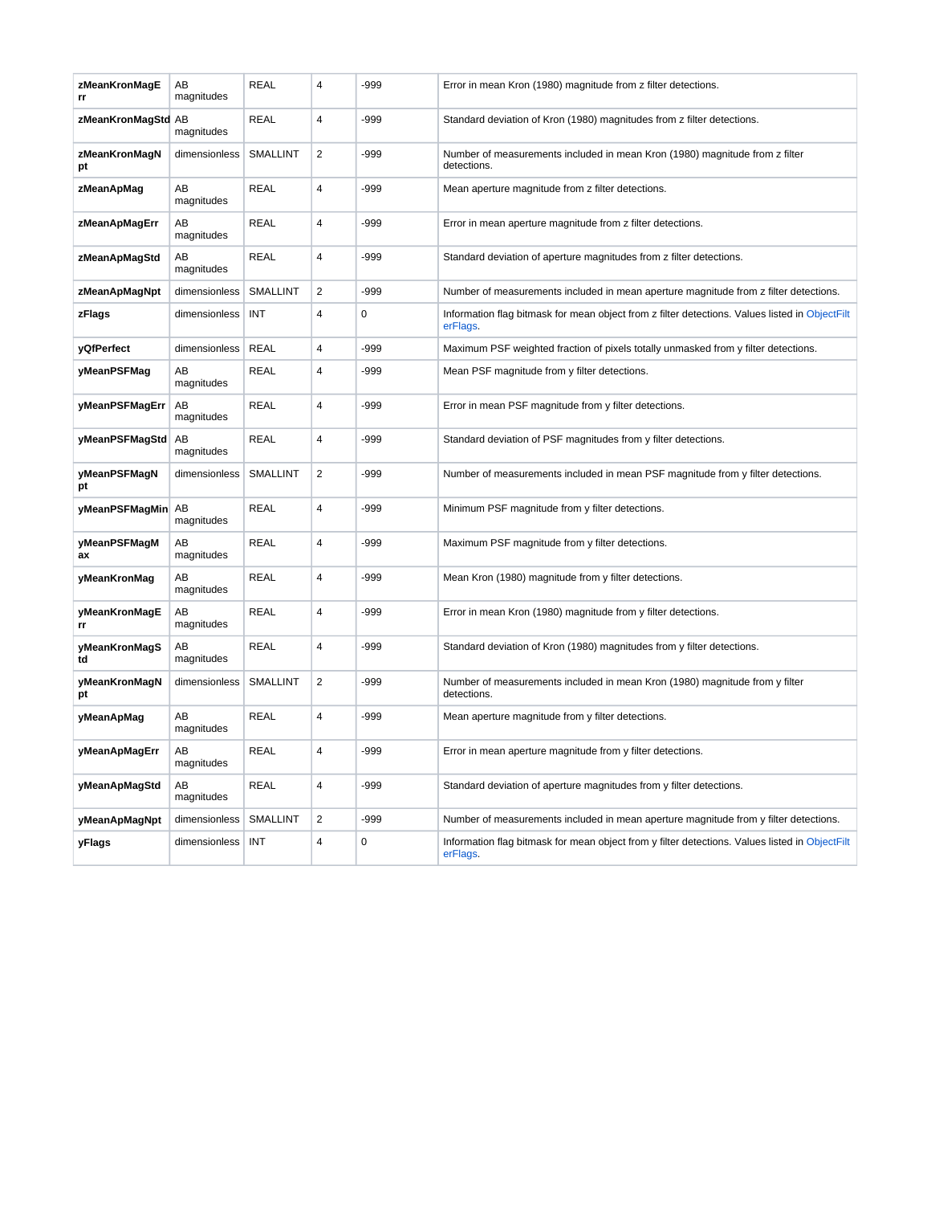| | | | | | |
|---|---|---|---|---|---|
| **zMeanKronMagErr** | AB magnitudes | REAL | 4 | -999 | Error in mean Kron (1980) magnitude from z filter detections. |
| **zMeanKronMagStd** | AB magnitudes | REAL | 4 | -999 | Standard deviation of Kron (1980) magnitudes from z filter detections. |
| **zMeanKronMagNpt** | dimensionless | SMALLINT | 2 | -999 | Number of measurements included in mean Kron (1980) magnitude from z filter detections. |
| **zMeanApMag** | AB magnitudes | REAL | 4 | -999 | Mean aperture magnitude from z filter detections. |
| **zMeanApMagErr** | AB magnitudes | REAL | 4 | -999 | Error in mean aperture magnitude from z filter detections. |
| **zMeanApMagStd** | AB magnitudes | REAL | 4 | -999 | Standard deviation of aperture magnitudes from z filter detections. |
| **zMeanApMagNpt** | dimensionless | SMALLINT | 2 | -999 | Number of measurements included in mean aperture magnitude from z filter detections. |
| **zFlags** | dimensionless | INT | 4 | 0 | Information flag bitmask for mean object from z filter detections. Values listed in ObjectFilterFlags. |
| **yQfPerfect** | dimensionless | REAL | 4 | -999 | Maximum PSF weighted fraction of pixels totally unmasked from y filter detections. |
| **yMeanPSFMag** | AB magnitudes | REAL | 4 | -999 | Mean PSF magnitude from y filter detections. |
| **yMeanPSFMagErr** | AB magnitudes | REAL | 4 | -999 | Error in mean PSF magnitude from y filter detections. |
| **yMeanPSFMagStd** | AB magnitudes | REAL | 4 | -999 | Standard deviation of PSF magnitudes from y filter detections. |
| **yMeanPSFMagNpt** | dimensionless | SMALLINT | 2 | -999 | Number of measurements included in mean PSF magnitude from y filter detections. |
| **yMeanPSFMagMin** | AB magnitudes | REAL | 4 | -999 | Minimum PSF magnitude from y filter detections. |
| **yMeanPSFMagMax** | AB magnitudes | REAL | 4 | -999 | Maximum PSF magnitude from y filter detections. |
| **yMeanKronMag** | AB magnitudes | REAL | 4 | -999 | Mean Kron (1980) magnitude from y filter detections. |
| **yMeanKronMagErr** | AB magnitudes | REAL | 4 | -999 | Error in mean Kron (1980) magnitude from y filter detections. |
| **yMeanKronMagStd** | AB magnitudes | REAL | 4 | -999 | Standard deviation of Kron (1980) magnitudes from y filter detections. |
| **yMeanKronMagNpt** | dimensionless | SMALLINT | 2 | -999 | Number of measurements included in mean Kron (1980) magnitude from y filter detections. |
| **yMeanApMag** | AB magnitudes | REAL | 4 | -999 | Mean aperture magnitude from y filter detections. |
| **yMeanApMagErr** | AB magnitudes | REAL | 4 | -999 | Error in mean aperture magnitude from y filter detections. |
| **yMeanApMagStd** | AB magnitudes | REAL | 4 | -999 | Standard deviation of aperture magnitudes from y filter detections. |
| **yMeanApMagNpt** | dimensionless | SMALLINT | 2 | -999 | Number of measurements included in mean aperture magnitude from y filter detections. |
| **yFlags** | dimensionless | INT | 4 | 0 | Information flag bitmask for mean object from y filter detections. Values listed in ObjectFilterFlags. |